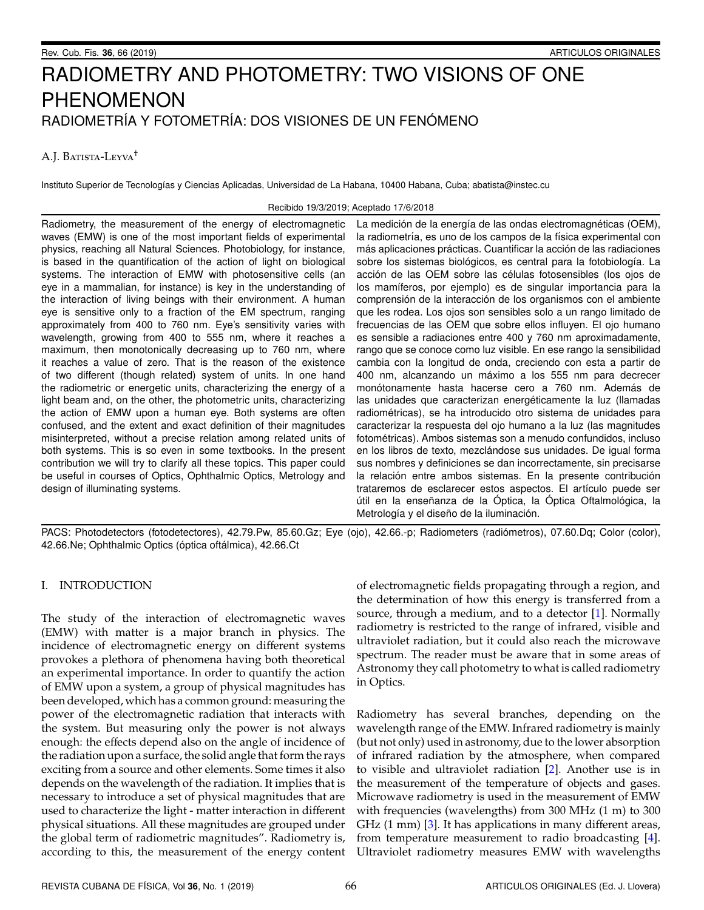# RADIOMETRY AND PHOTOMETRY: TWO VISIONS OF ONE PHENOMENON

## RADIOMETRÍA Y FOTOMETRÍA: DOS VISIONES DE UN FENÓMENO

A.J. Batista-Leyva[†]

Instituto Superior de Tecnologías y Ciencias Aplicadas, Universidad de La Habana, 10400 Habana, Cuba; abatista@instec.cu

Recibido 19/3/2019; Aceptado 17/6/2018

Radiometry, the measurement of the energy of electromagnetic waves (EMW) is one of the most important fields of experimental physics, reaching all Natural Sciences. Photobiology, for instance, is based in the quantification of the action of light on biological systems. The interaction of EMW with photosensitive cells (an eye in a mammalian, for instance) is key in the understanding of the interaction of living beings with their environment. A human eye is sensitive only to a fraction of the EM spectrum, ranging approximately from 400 to 760 nm. Eye's sensitivity varies with wavelength, growing from 400 to 555 nm, where it reaches a maximum, then monotonically decreasing up to 760 nm, where it reaches a value of zero. That is the reason of the existence of two different (though related) system of units. In one hand the radiometric or energetic units, characterizing the energy of a light beam and, on the other, the photometric units, characterizing the action of EMW upon a human eye. Both systems are often confused, and the extent and exact definition of their magnitudes misinterpreted, without a precise relation among related units of both systems. This is so even in some textbooks. In the present contribution we will try to clarify all these topics. This paper could be useful in courses of Optics, Ophthalmic Optics, Metrology and design of illuminating systems.

La medición de la energía de las ondas electromagnéticas (OEM), la radiometría, es uno de los campos de la física experimental con más aplicaciones prácticas. Cuantificar la acción de las radiaciones sobre los sistemas biológicos, es central para la fotobiología. La acción de las OEM sobre las células fotosensibles (los ojos de los mamíferos, por ejemplo) es de singular importancia para la comprensión de la interacción de los organismos con el ambiente que les rodea. Los ojos son sensibles solo a un rango limitado de frecuencias de las OEM que sobre ellos influyen. El ojo humano es sensible a radiaciones entre 400 y 760 nm aproximadamente, rango que se conoce como luz visible. En ese rango la sensibilidad cambia con la longitud de onda, creciendo con esta a partir de 400 nm, alcanzando un máximo a los 555 nm para decrecer monótonamente hasta hacerse cero a 760 nm. Además de las unidades que caracterizan energéticamente la luz (llamadas radiométricas), se ha introducido otro sistema de unidades para caracterizar la respuesta del ojo humano a la luz (las magnitudes fotométricas). Ambos sistemas son a menudo confundidos, incluso en los libros de texto, mezclándose sus unidades. De igual forma sus nombres y definiciones se dan incorrectamente, sin precisarse la relación entre ambos sistemas. En la presente contribución trataremos de esclarecer estos aspectos. El artículo puede ser útil en la enseñanza de la Óptica, la Óptica Oftalmológica, la Metrología y el diseño de la iluminación.

PACS: Photodetectors (fotodetectores), 42.79.Pw, 85.60.Gz; Eye (ojo), 42.66.-p; Radiometers (radiómetros), 07.60.Dq; Color (color), 42.66.Ne; Ophthalmic Optics (óptica oftálmica), 42.66.Ct

## I. INTRODUCTION

The study of the interaction of electromagnetic waves (EMW) with matter is a major branch in physics. The incidence of electromagnetic energy on different systems provokes a plethora of phenomena having both theoretical an experimental importance. In order to quantify the action of EMW upon a system, a group of physical magnitudes has been developed, which has a common ground: measuring the power of the electromagnetic radiation that interacts with the system. But measuring only the power is not always enough: the effects depend also on the angle of incidence of the radiation upon a surface, the solid angle that form the rays exciting from a source and other elements. Some times it also depends on the wavelength of the radiation. It implies that is necessary to introduce a set of physical magnitudes that are used to characterize the light - matter interaction in different physical situations. All these magnitudes are grouped under the global term of radiometric magnitudes". Radiometry is, according to this, the measurement of the energy content of electromagnetic fields propagating through a region, and the determination of how this energy is transferred from a source, through a medium, and to a detector [1]. Normally radiometry is restricted to the range of infrared, visible and ultraviolet radiation, but it could also reach the microwave spectrum. The reader must be aware that in some areas of Astronomy they call photometry to what is called radiometry in Optics.

Radiometry has several branches, depending on the wavelength range of the EMW. Infrared radiometry is mainly (but not only) used in astronomy, due to the lower absorption of infrared radiation by the atmosphere, when compared to visible and ultraviolet radiation [2]. Another use is in the measurement of the temperature of objects and gases. Microwave radiometry is used in the measurement of EMW with frequencies (wavelengths) from 300 MHz (1 m) to 300 GHz (1 mm) [3]. It has applications in many different areas, from temperature measurement to radio broadcasting [4]. Ultraviolet radiometry measures EMW with wavelengths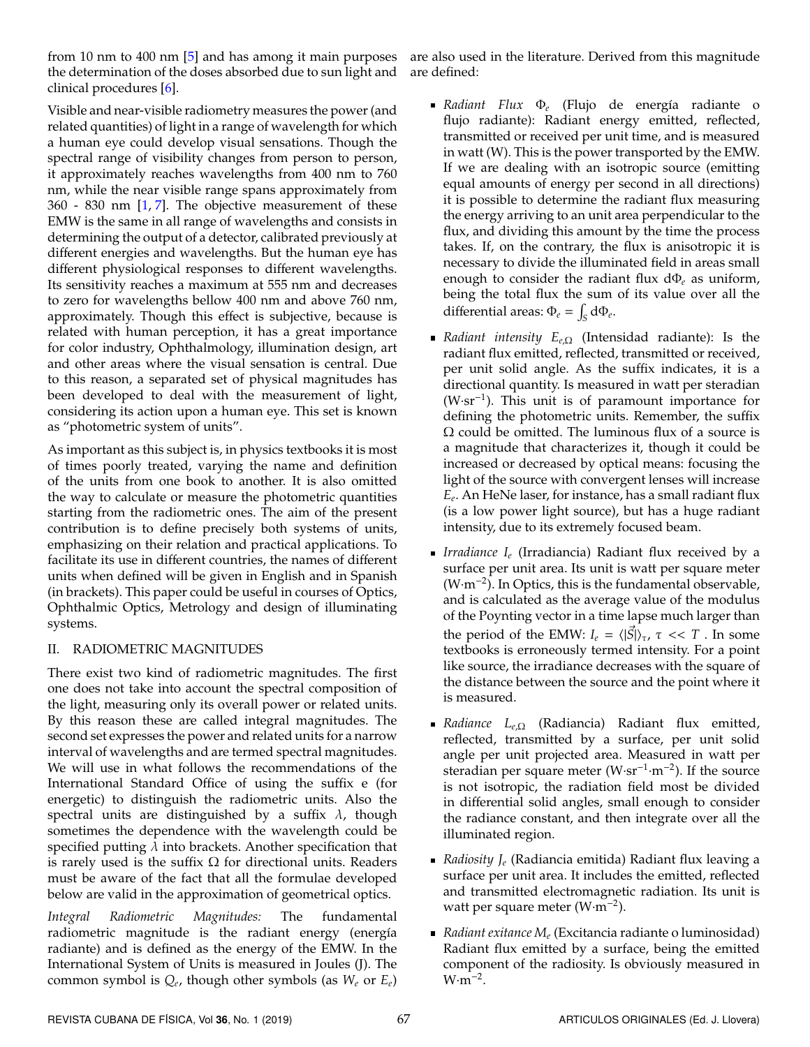from 10 nm to 400 nm [5] and has among it main purposes the determination of the doses absorbed due to sun light and clinical procedures [6].

Visible and near-visible radiometry measures the power (and related quantities) of light in a range of wavelength for which a human eye could develop visual sensations. Though the spectral range of visibility changes from person to person, it approximately reaches wavelengths from 400 nm to 760 nm, while the near visible range spans approximately from 360 - 830 nm [1, 7]. The objective measurement of these EMW is the same in all range of wavelengths and consists in determining the output of a detector, calibrated previously at different energies and wavelengths. But the human eye has different physiological responses to different wavelengths. Its sensitivity reaches a maximum at 555 nm and decreases to zero for wavelengths bellow 400 nm and above 760 nm, approximately. Though this effect is subjective, because is related with human perception, it has a great importance for color industry, Ophthalmology, illumination design, art and other areas where the visual sensation is central. Due to this reason, a separated set of physical magnitudes has been developed to deal with the measurement of light, considering its action upon a human eye. This set is known as "photometric system of units".

As important as this subject is, in physics textbooks it is most of times poorly treated, varying the name and definition of the units from one book to another. It is also omitted the way to calculate or measure the photometric quantities starting from the radiometric ones. The aim of the present contribution is to define precisely both systems of units, emphasizing on their relation and practical applications. To facilitate its use in different countries, the names of different units when defined will be given in English and in Spanish (in brackets). This paper could be useful in courses of Optics, Ophthalmic Optics, Metrology and design of illuminating systems.

## II. RADIOMETRIC MAGNITUDES

There exist two kind of radiometric magnitudes. The first one does not take into account the spectral composition of the light, measuring only its overall power or related units. By this reason these are called integral magnitudes. The second set expresses the power and related units for a narrow interval of wavelengths and are termed spectral magnitudes. We will use in what follows the recommendations of the International Standard Office of using the suffix e (for energetic) to distinguish the radiometric units. Also the spectral units are distinguished by a suffix $\lambda$, though sometimes the dependence with the wavelength could be specified putting $\lambda$ into brackets. Another specification that is rarely used is the suffix $\Omega$ for directional units. Readers must be aware of the fact that all the formulae developed below are valid in the approximation of geometrical optics.

*Integral Radiometric Magnitudes:* The fundamental radiometric magnitude is the radiant energy (energía radiante) and is defined as the energy of the EMW. In the International System of Units is measured in Joules (J). The common symbol is $Q_e$, though other symbols (as $W_e$ or $E_e$) are also used in the literature. Derived from this magnitude are defined:

- *Radiant Flux* $\Phi_e$ (Flujo de energía radiante o flujo radiante): Radiant energy emitted, reflected, transmitted or received per unit time, and is measured in watt (W). This is the power transported by the EMW. If we are dealing with an isotropic source (emitting equal amounts of energy per second in all directions) it is possible to determine the radiant flux measuring the energy arriving to an unit area perpendicular to the flux, and dividing this amount by the time the process takes. If, on the contrary, the flux is anisotropic it is necessary to divide the illuminated field in areas small enough to consider the radiant flux $d\Phi_e$ as uniform, being the total flux the sum of its value over all the differential areas: $\Phi_e = \int_S d\Phi_e$.
- *Radiant intensity* $E_{e,\Omega}$ (Intensidad radiante): Is the radiant flux emitted, reflected, transmitted or received, per unit solid angle. As the suffix indicates, it is a directional quantity. Is measured in watt per steradian (W·sr$^{-1}$). This unit is of paramount importance for defining the photometric units. Remember, the suffix $\Omega$ could be omitted. The luminous flux of a source is a magnitude that characterizes it, though it could be increased or decreased by optical means: focusing the light of the source with convergent lenses will increase $E_e$. An HeNe laser, for instance, has a small radiant flux (is a low power light source), but has a huge radiant intensity, due to its extremely focused beam.
- *Irradiance* $I_e$ (Irradiancia) Radiant flux received by a surface per unit area. Its unit is watt per square meter (W·m$^{-2}$). In Optics, this is the fundamental observable, and is calculated as the average value of the modulus of the Poynting vector in a time lapse much larger than the period of the EMW: $I_e = \langle|\vec{S}|\rangle_\tau$, $\tau << T$ . In some textbooks is erroneously termed intensity. For a point like source, the irradiance decreases with the square of the distance between the source and the point where it is measured.
- *Radiance* $L_{e,\Omega}$ (Radiancia) Radiant flux emitted, reflected, transmitted by a surface, per unit solid angle per unit projected area. Measured in watt per steradian per square meter (W·sr$^{-1}$·m$^{-2}$). If the source is not isotropic, the radiation field most be divided in differential solid angles, small enough to consider the radiance constant, and then integrate over all the illuminated region.
- *Radiosity* $J_e$ (Radiancia emitida) Radiant flux leaving a surface per unit area. It includes the emitted, reflected and transmitted electromagnetic radiation. Its unit is watt per square meter (W·m$^{-2}$).
- *Radiant exitance* $M_e$ (Excitancia radiante o luminosidad) Radiant flux emitted by a surface, being the emitted component of the radiosity. Is obviously measured in W·m$^{-2}$.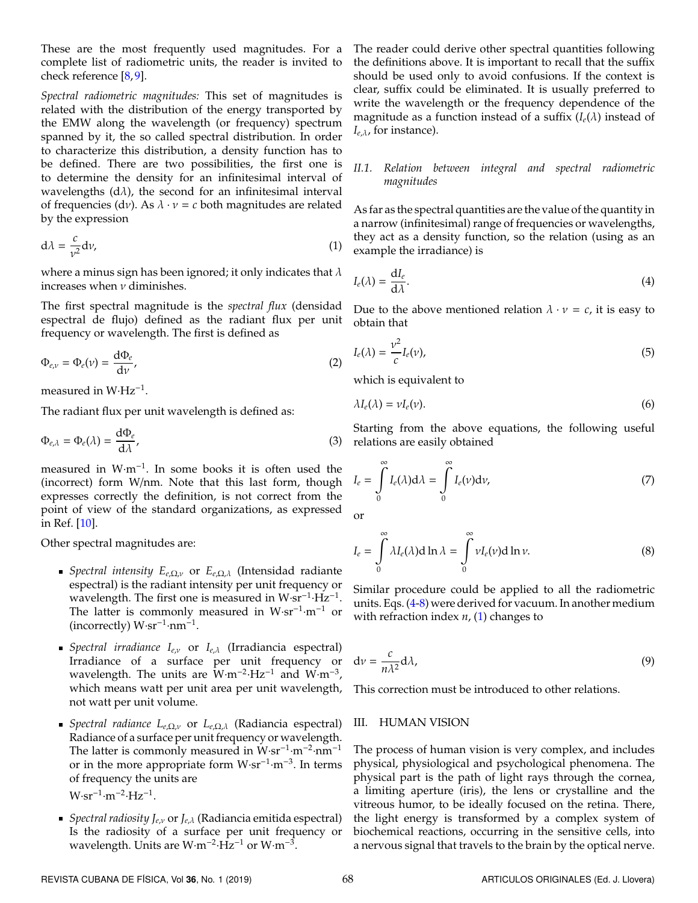These are the most frequently used magnitudes. For a complete list of radiometric units, the reader is invited to check reference [8,9].

*Spectral radiometric magnitudes:* This set of magnitudes is related with the distribution of the energy transported by the EMW along the wavelength (or frequency) spectrum spanned by it, the so called spectral distribution. In order to characterize this distribution, a density function has to be defined. There are two possibilities, the first one is to determine the density for an infinitesimal interval of wavelengths ($\mathrm{d}\lambda$), the second for an infinitesimal interval of frequencies ($\mathrm{d}\nu$). As $\lambda \cdot \nu = c$ both magnitudes are related by the expression

$$\mathrm{d}\lambda = \frac{c}{\nu^2}\mathrm{d}\nu, \tag{1}$$

where a minus sign has been ignored; it only indicates that $\lambda$ increases when $\nu$ diminishes.

The first spectral magnitude is the *spectral flux* (densidad espectral de flujo) defined as the radiant flux per unit frequency or wavelength. The first is defined as

$$\Phi_{e,\nu} = \Phi_e(\nu) = \frac{\mathrm{d}\Phi_e}{\mathrm{d}\nu}, \tag{2}$$

measured in W·Hz$^{-1}$.

The radiant flux per unit wavelength is defined as:

$$\Phi_{e,\lambda} = \Phi_e(\lambda) = \frac{\mathrm{d}\Phi_e}{\mathrm{d}\lambda}, \tag{3}$$

measured in W·m$^{-1}$. In some books it is often used the (incorrect) form W/nm. Note that this last form, though expresses correctly the definition, is not correct from the point of view of the standard organizations, as expressed in Ref. [10].

Other spectral magnitudes are:

- *Spectral intensity* $E_{e,\Omega,\nu}$ or $E_{e,\Omega,\lambda}$ (Intensidad radiante espectral) is the radiant intensity per unit frequency or wavelength. The first one is measured in W·sr$^{-1}$·Hz$^{-1}$. The latter is commonly measured in W·sr$^{-1}$·m$^{-1}$ or (incorrectly) W·sr$^{-1}$·nm$^{-1}$.
- *Spectral irradiance* $I_{e,\nu}$ or $I_{e,\lambda}$ (Irradiancia espectral) Irradiance of a surface per unit frequency or wavelength. The units are W·m$^{-2}$·Hz$^{-1}$ and W·m$^{-3}$, which means watt per unit area per unit wavelength, not watt per unit volume.
- *Spectral radiance* $L_{e,\Omega,\nu}$ or $L_{e,\Omega,\lambda}$ (Radiancia espectral) Radiance of a surface per unit frequency or wavelength. The latter is commonly measured in W·sr$^{-1}$·m$^{-2}$·nm$^{-1}$ or in the more appropriate form W·sr$^{-1}$·m$^{-3}$. In terms of frequency the units are W·sr$^{-1}$·m$^{-2}$·Hz$^{-1}$.
- *Spectral radiosity* $J_{e,\nu}$ or $J_{e,\lambda}$ (Radiancia emitida espectral) Is the radiosity of a surface per unit frequency or wavelength. Units are W·m$^{-2}$·Hz$^{-1}$ or W·m$^{-3}$.

The reader could derive other spectral quantities following the definitions above. It is important to recall that the suffix should be used only to avoid confusions. If the context is clear, suffix could be eliminated. It is usually preferred to write the wavelength or the frequency dependence of the magnitude as a function instead of a suffix ($I_e(\lambda)$ instead of $I_{e,\lambda}$, for instance).

### II.1. Relation between integral and spectral radiometric magnitudes

As far as the spectral quantities are the value of the quantity in a narrow (infinitesimal) range of frequencies or wavelengths, they act as a density function, so the relation (using as an example the irradiance) is

$$I_e(\lambda) = \frac{\mathrm{d}I_e}{\mathrm{d}\lambda}. \tag{4}$$

Due to the above mentioned relation $\lambda \cdot \nu = c$, it is easy to obtain that

$$I_e(\lambda) = \frac{\nu^2}{c}I_e(\nu), \tag{5}$$

which is equivalent to

$$\lambda I_e(\lambda) = \nu I_e(\nu). \tag{6}$$

Starting from the above equations, the following useful relations are easily obtained

$$I_e = \int_0^\infty I_e(\lambda)\mathrm{d}\lambda = \int_0^\infty I_e(\nu)\mathrm{d}\nu, \tag{7}$$

or

$$I_e = \int_0^\infty \lambda I_e(\lambda)\mathrm{d}\ln\lambda = \int_0^\infty \nu I_e(\nu)\mathrm{d}\ln\nu. \tag{8}$$

Similar procedure could be applied to all the radiometric units. Eqs. (4-8) were derived for vacuum. In another medium with refraction index $n$, (1) changes to

$$\mathrm{d}\nu = \frac{c}{n\lambda^2}\mathrm{d}\lambda, \tag{9}$$

This correction must be introduced to other relations.

## III. HUMAN VISION

The process of human vision is very complex, and includes physical, physiological and psychological phenomena. The physical part is the path of light rays through the cornea, a limiting aperture (iris), the lens or crystalline and the vitreous humor, to be ideally focused on the retina. There, the light energy is transformed by a complex system of biochemical reactions, occurring in the sensitive cells, into a nervous signal that travels to the brain by the optical nerve.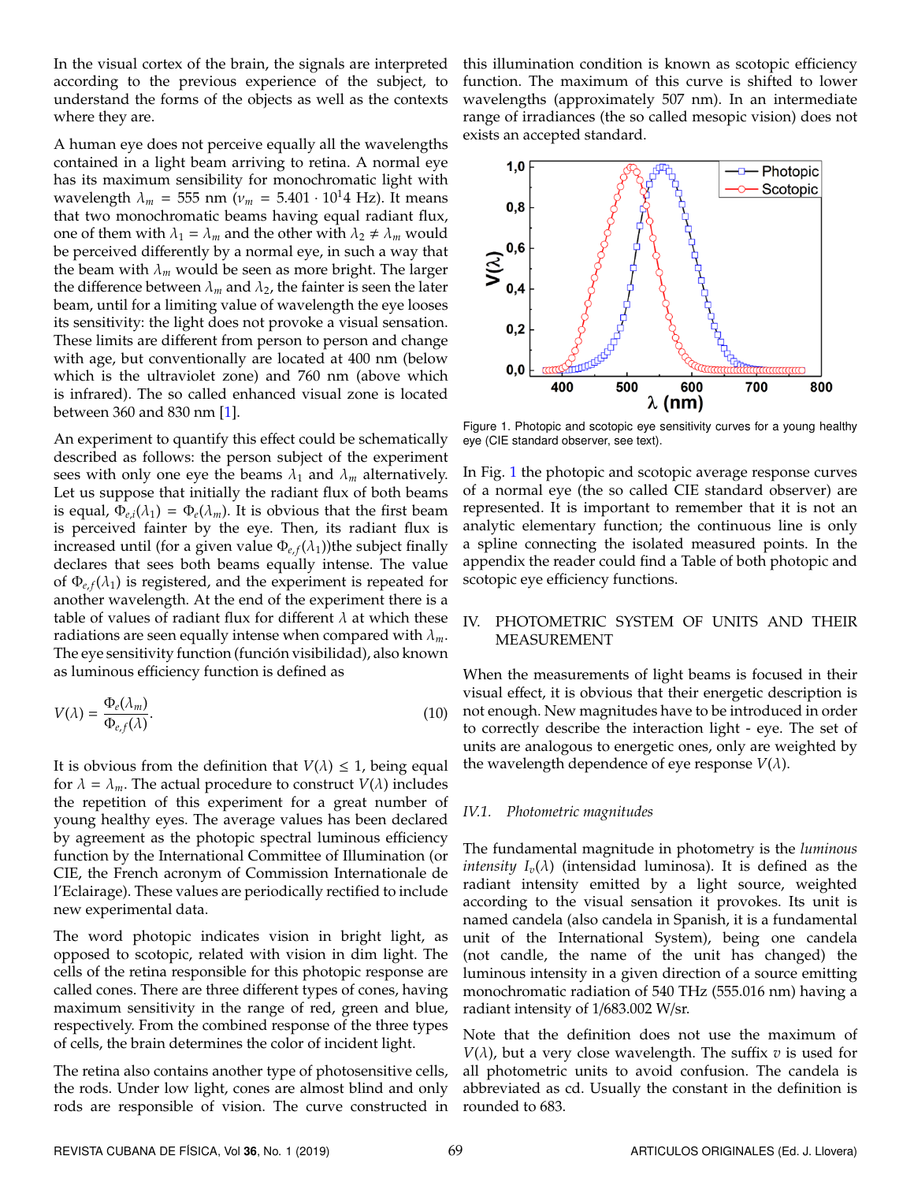In the visual cortex of the brain, the signals are interpreted according to the previous experience of the subject, to understand the forms of the objects as well as the contexts where they are.

A human eye does not perceive equally all the wavelengths contained in a light beam arriving to retina. A normal eye has its maximum sensibility for monochromatic light with wavelength $\lambda_m$ = 555 nm ($\nu_m$ = 5.401 · 10[1]4 Hz). It means that two monochromatic beams having equal radiant flux, one of them with $\lambda_1 = \lambda_m$ and the other with $\lambda_2 \neq \lambda_m$ would be perceived differently by a normal eye, in such a way that the beam with $\lambda_m$ would be seen as more bright. The larger the difference between $\lambda_m$ and $\lambda_2$, the fainter is seen the later beam, until for a limiting value of wavelength the eye looses its sensitivity: the light does not provoke a visual sensation. These limits are different from person to person and change with age, but conventionally are located at 400 nm (below which is the ultraviolet zone) and 760 nm (above which is infrared). The so called enhanced visual zone is located between 360 and 830 nm [1].

An experiment to quantify this effect could be schematically described as follows: the person subject of the experiment sees with only one eye the beams $\lambda_1$ and $\lambda_m$ alternatively. Let us suppose that initially the radiant flux of both beams is equal, $\Phi_{e,i}(\lambda_1) = \Phi_e(\lambda_m)$. It is obvious that the first beam is perceived fainter by the eye. Then, its radiant flux is increased until (for a given value $\Phi_{e,f}(\lambda_1)$)the subject finally declares that sees both beams equally intense. The value of $\Phi_{e,f}(\lambda_1)$ is registered, and the experiment is repeated for another wavelength. At the end of the experiment there is a table of values of radiant flux for different $\lambda$ at which these radiations are seen equally intense when compared with $\lambda_m$. The eye sensitivity function (función visibilidad), also known as luminous efficiency function is defined as

$$V(\lambda) = \frac{\Phi_e(\lambda_m)}{\Phi_{e,f}(\lambda)}. \tag{10}$$

It is obvious from the definition that $V(\lambda) \leq 1$, being equal for $\lambda = \lambda_m$. The actual procedure to construct $V(\lambda)$ includes the repetition of this experiment for a great number of young healthy eyes. The average values has been declared by agreement as the photopic spectral luminous efficiency function by the International Committee of Illumination (or CIE, the French acronym of Commission Internationale de l'Eclairage). These values are periodically rectified to include new experimental data.

The word photopic indicates vision in bright light, as opposed to scotopic, related with vision in dim light. The cells of the retina responsible for this photopic response are called cones. There are three different types of cones, having maximum sensitivity in the range of red, green and blue, respectively. From the combined response of the three types of cells, the brain determines the color of incident light.

The retina also contains another type of photosensitive cells, the rods. Under low light, cones are almost blind and only rods are responsible of vision. The curve constructed in this illumination condition is known as scotopic efficiency function. The maximum of this curve is shifted to lower wavelengths (approximately 507 nm). In an intermediate range of irradiances (the so called mesopic vision) does not exists an accepted standard.

Figure 1. Photopic and scotopic eye sensitivity curves for a young healthy eye (CIE standard observer, see text).

In Fig. 1 the photopic and scotopic average response curves of a normal eye (the so called CIE standard observer) are represented. It is important to remember that it is not an analytic elementary function; the continuous line is only a spline connecting the isolated measured points. In the appendix the reader could find a Table of both photopic and scotopic eye efficiency functions.

## IV. PHOTOMETRIC SYSTEM OF UNITS AND THEIR MEASUREMENT

When the measurements of light beams is focused in their visual effect, it is obvious that their energetic description is not enough. New magnitudes have to be introduced in order to correctly describe the interaction light - eye. The set of units are analogous to energetic ones, only are weighted by the wavelength dependence of eye response $V(\lambda)$.

### *IV.1. Photometric magnitudes*

The fundamental magnitude in photometry is the *luminous intensity* $I_v(\lambda)$ (intensidad luminosa). It is defined as the radiant intensity emitted by a light source, weighted according to the visual sensation it provokes. Its unit is named candela (also candela in Spanish, it is a fundamental unit of the International System), being one candela (not candle, the name of the unit has changed) the luminous intensity in a given direction of a source emitting monochromatic radiation of 540 THz (555.016 nm) having a radiant intensity of 1/683.002 W/sr.

Note that the definition does not use the maximum of $V(\lambda)$, but a very close wavelength. The suffix $v$ is used for all photometric units to avoid confusion. The candela is abbreviated as cd. Usually the constant in the definition is rounded to 683.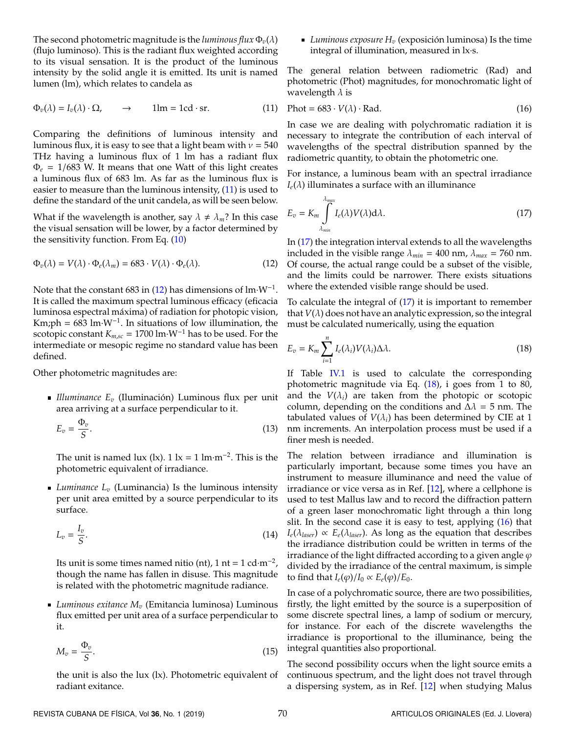The second photometric magnitude is the *luminous flux* $\Phi_v(\lambda)$ (flujo luminoso). This is the radiant flux weighted according to its visual sensation. It is the product of the luminous intensity by the solid angle it is emitted. Its unit is named lumen (lm), which relates to candela as

$$\Phi_v(\lambda) = I_v(\lambda) \cdot \Omega, \qquad \rightarrow \qquad 1\text{lm} = 1\text{cd} \cdot \text{sr}. \tag{11}$$

Comparing the definitions of luminous intensity and luminous flux, it is easy to see that a light beam with $\nu = 540$ THz having a luminous flux of 1 lm has a radiant flux $\Phi_e = 1/683$ W. It means that one Watt of this light creates a luminous flux of 683 lm. As far as the luminous flux is easier to measure than the luminous intensity, (11) is used to define the standard of the unit candela, as will be seen below.

What if the wavelength is another, say $\lambda \neq \lambda_m$? In this case the visual sensation will be lower, by a factor determined by the sensitivity function. From Eq. (10)

$$\Phi_v(\lambda) = V(\lambda) \cdot \Phi_e(\lambda_m) = 683 \cdot V(\lambda) \cdot \Phi_e(\lambda). \tag{12}$$

Note that the constant 683 in (12) has dimensions of $\text{lm}\cdot\text{W}^{-1}$. It is called the maximum spectral luminous efficacy (eficacia luminosa espectral máxima) of radiation for photopic vision, Km;ph = 683 $\text{lm}\cdot\text{W}^{-1}$. In situations of low illumination, the scotopic constant $K_{m,sc} = 1700\,\text{lm}\cdot\text{W}^{-1}$ has to be used. For the intermediate or mesopic regime no standard value has been defined.

Other photometric magnitudes are:

- *Illuminance* $E_v$ (Iluminación) Luminous flux per unit area arriving at a surface perpendicular to it.

  $$E_v = \frac{\Phi_v}{S}. \tag{13}$$

  The unit is named lux (lx). 1 lx = 1 $\text{lm}\cdot\text{m}^{-2}$. This is the photometric equivalent of irradiance.

- *Luminance* $L_v$ (Luminancia) Is the luminous intensity per unit area emitted by a source perpendicular to its surface.

  $$L_v = \frac{I_v}{S}. \tag{14}$$

  Its unit is some times named nitio (nt), 1 nt = 1 $\text{cd}\cdot\text{m}^{-2}$, though the name has fallen in disuse. This magnitude is related with the photometric magnitude radiance.

- *Luminous exitance* $M_v$ (Emitancia luminosa) Luminous flux emitted per unit area of a surface perpendicular to it.

  $$M_v = \frac{\Phi_v}{S}. \tag{15}$$

  the unit is also the lux (lx). Photometric equivalent of radiant exitance.

- *Luminous exposure* $H_v$ (exposición luminosa) Is the time integral of illumination, measured in lx·s.

The general relation between radiometric (Rad) and photometric (Phot) magnitudes, for monochromatic light of wavelength $\lambda$ is

$$\text{Phot} = 683 \cdot V(\lambda) \cdot \text{Rad}. \tag{16}$$

In case we are dealing with polychromatic radiation it is necessary to integrate the contribution of each interval of wavelengths of the spectral distribution spanned by the radiometric quantity, to obtain the photometric one.

For instance, a luminous beam with an spectral irradiance $I_e(\lambda)$ illuminates a surface with an illuminance

$$E_v = K_m \int_{\lambda_{min}}^{\lambda_{max}} I_e(\lambda) V(\lambda) \mathrm{d}\lambda. \tag{17}$$

In (17) the integration interval extends to all the wavelengths included in the visible range $\lambda_{min} = 400$ nm, $\lambda_{max} = 760$ nm. Of course, the actual range could be a subset of the visible, and the limits could be narrower. There exists situations where the extended visible range should be used.

To calculate the integral of (17) it is important to remember that $V(\lambda)$ does not have an analytic expression, so the integral must be calculated numerically, using the equation

$$E_v = K_m \sum_{i=1}^{n} I_e(\lambda_i) V(\lambda_i) \Delta\lambda. \tag{18}$$

If Table IV.1 is used to calculate the corresponding photometric magnitude via Eq. (18), i goes from 1 to 80, and the $V(\lambda_i)$ are taken from the photopic or scotopic column, depending on the conditions and $\Delta\lambda = 5$ nm. The tabulated values of $V(\lambda_i)$ has been determined by CIE at 1 nm increments. An interpolation process must be used if a finer mesh is needed.

The relation between irradiance and illumination is particularly important, because some times you have an instrument to measure illuminance and need the value of irradiance or vice versa as in Ref. [12], where a cellphone is used to test Mallus law and to record the diffraction pattern of a green laser monochromatic light through a thin long slit. In the second case it is easy to test, applying (16) that $I_e(\lambda_{laser}) \propto E_e(\lambda_{laser})$. As long as the equation that describes the irradiance distribution could be written in terms of the irradiance of the light diffracted according to a given angle $\varphi$ divided by the irradiance of the central maximum, is simple to find that $I_e(\varphi)/I_0 \propto E_e(\varphi)/E_0$.

In case of a polychromatic source, there are two possibilities, firstly, the light emitted by the source is a superposition of some discrete spectral lines, a lamp of sodium or mercury, for instance. For each of the discrete wavelengths the irradiance is proportional to the illuminance, being the integral quantities also proportional.

The second possibility occurs when the light source emits a continuous spectrum, and the light does not travel through a dispersing system, as in Ref. [12] when studying Malus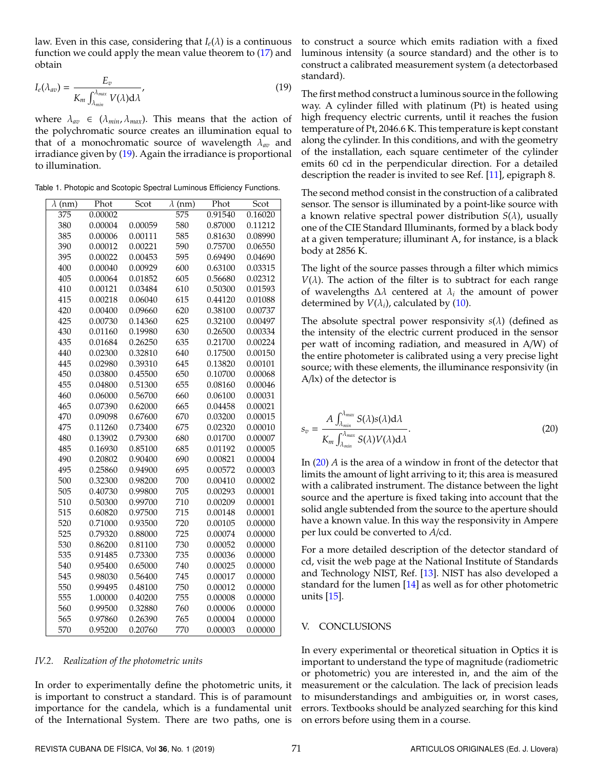law. Even in this case, considering that $I_e(\lambda)$ is a continuous function we could apply the mean value theorem to (17) and obtain

$$I_e(\lambda_{av}) = \frac{E_v}{K_m \int_{\lambda_{min}}^{\lambda_{max}} V(\lambda)\mathrm{d}\lambda}, \qquad (19)$$

where $\lambda_{av} \in (\lambda_{min}, \lambda_{max})$. This means that the action of the polychromatic source creates an illumination equal to that of a monochromatic source of wavelength $\lambda_{av}$ and irradiance given by (19). Again the irradiance is proportional to illumination.

Table 1. Photopic and Scotopic Spectral Luminous Efficiency Functions.

| $\lambda$ (nm) | Phot | Scot | $\lambda$ (nm) | Phot | Scot |
|---|---|---|---|---|---|
| 375 | 0.00002 | | 575 | 0.91540 | 0.16020 |
| 380 | 0.00004 | 0.00059 | 580 | 0.87000 | 0.11212 |
| 385 | 0.00006 | 0.00111 | 585 | 0.81630 | 0.08990 |
| 390 | 0.00012 | 0.00221 | 590 | 0.75700 | 0.06550 |
| 395 | 0.00022 | 0.00453 | 595 | 0.69490 | 0.04690 |
| 400 | 0.00040 | 0.00929 | 600 | 0.63100 | 0.03315 |
| 405 | 0.00064 | 0.01852 | 605 | 0.56680 | 0.02312 |
| 410 | 0.00121 | 0.03484 | 610 | 0.50300 | 0.01593 |
| 415 | 0.00218 | 0.06040 | 615 | 0.44120 | 0.01088 |
| 420 | 0.00400 | 0.09660 | 620 | 0.38100 | 0.00737 |
| 425 | 0.00730 | 0.14360 | 625 | 0.32100 | 0.00497 |
| 430 | 0.01160 | 0.19980 | 630 | 0.26500 | 0.00334 |
| 435 | 0.01684 | 0.26250 | 635 | 0.21700 | 0.00224 |
| 440 | 0.02300 | 0.32810 | 640 | 0.17500 | 0.00150 |
| 445 | 0.02980 | 0.39310 | 645 | 0.13820 | 0.00101 |
| 450 | 0.03800 | 0.45500 | 650 | 0.10700 | 0.00068 |
| 455 | 0.04800 | 0.51300 | 655 | 0.08160 | 0.00046 |
| 460 | 0.06000 | 0.56700 | 660 | 0.06100 | 0.00031 |
| 465 | 0.07390 | 0.62000 | 665 | 0.04458 | 0.00021 |
| 470 | 0.09098 | 0.67600 | 670 | 0.03200 | 0.00015 |
| 475 | 0.11260 | 0.73400 | 675 | 0.02320 | 0.00010 |
| 480 | 0.13902 | 0.79300 | 680 | 0.01700 | 0.00007 |
| 485 | 0.16930 | 0.85100 | 685 | 0.01192 | 0.00005 |
| 490 | 0.20802 | 0.90400 | 690 | 0.00821 | 0.00004 |
| 495 | 0.25860 | 0.94900 | 695 | 0.00572 | 0.00003 |
| 500 | 0.32300 | 0.98200 | 700 | 0.00410 | 0.00002 |
| 505 | 0.40730 | 0.99800 | 705 | 0.00293 | 0.00001 |
| 510 | 0.50300 | 0.99700 | 710 | 0.00209 | 0.00001 |
| 515 | 0.60820 | 0.97500 | 715 | 0.00148 | 0.00001 |
| 520 | 0.71000 | 0.93500 | 720 | 0.00105 | 0.00000 |
| 525 | 0.79320 | 0.88000 | 725 | 0.00074 | 0.00000 |
| 530 | 0.86200 | 0.81100 | 730 | 0.00052 | 0.00000 |
| 535 | 0.91485 | 0.73300 | 735 | 0.00036 | 0.00000 |
| 540 | 0.95400 | 0.65000 | 740 | 0.00025 | 0.00000 |
| 545 | 0.98030 | 0.56400 | 745 | 0.00017 | 0.00000 |
| 550 | 0.99495 | 0.48100 | 750 | 0.00012 | 0.00000 |
| 555 | 1.00000 | 0.40200 | 755 | 0.00008 | 0.00000 |
| 560 | 0.99500 | 0.32880 | 760 | 0.00006 | 0.00000 |
| 565 | 0.97860 | 0.26390 | 765 | 0.00004 | 0.00000 |
| 570 | 0.95200 | 0.20760 | 770 | 0.00003 | 0.00000 |

### IV.2. *Realization of the photometric units*

In order to experimentally define the photometric units, it is important to construct a standard. This is of paramount importance for the candela, which is a fundamental unit of the International System. There are two paths, one is to construct a source which emits radiation with a fixed luminous intensity (a source standard) and the other is to construct a calibrated measurement system (a detectorbased standard).

The first method construct a luminous source in the following way. A cylinder filled with platinum (Pt) is heated using high frequency electric currents, until it reaches the fusion temperature of Pt, 2046.6 K. This temperature is kept constant along the cylinder. In this conditions, and with the geometry of the installation, each square centimeter of the cylinder emits 60 cd in the perpendicular direction. For a detailed description the reader is invited to see Ref. [11], epigraph 8.

The second method consist in the construction of a calibrated sensor. The sensor is illuminated by a point-like source with a known relative spectral power distribution $S(\lambda)$, usually one of the CIE Standard Illuminants, formed by a black body at a given temperature; illuminant A, for instance, is a black body at 2856 K.

The light of the source passes through a filter which mimics $V(\lambda)$. The action of the filter is to subtract for each range of wavelengths $\Delta\lambda$ centered at $\lambda_i$ the amount of power determined by $V(\lambda_i)$, calculated by (10).

The absolute spectral power responsivity $s(\lambda)$ (defined as the intensity of the electric current produced in the sensor per watt of incoming radiation, and measured in A/W) of the entire photometer is calibrated using a very precise light source; with these elements, the illuminance responsivity (in A/lx) of the detector is

$$s_v = \frac{A \int_{\lambda_{min}}^{\lambda_{max}} S(\lambda) s(\lambda)\mathrm{d}\lambda}{K_m \int_{\lambda_{min}}^{\lambda_{max}} S(\lambda) V(\lambda)\mathrm{d}\lambda}. \qquad (20)$$

In (20) $A$ is the area of a window in front of the detector that limits the amount of light arriving to it; this area is measured with a calibrated instrument. The distance between the light source and the aperture is fixed taking into account that the solid angle subtended from the source to the aperture should have a known value. In this way the responsivity in Ampere per lux could be converted to $A$/cd.

For a more detailed description of the detector standard of cd, visit the web page at the National Institute of Standards and Technology NIST, Ref. [13]. NIST has also developed a standard for the lumen [14] as well as for other photometric units [15].

## V. CONCLUSIONS

In every experimental or theoretical situation in Optics it is important to understand the type of magnitude (radiometric or photometric) you are interested in, and the aim of the measurement or the calculation. The lack of precision leads to misunderstandings and ambiguities or, in worst cases, errors. Textbooks should be analyzed searching for this kind on errors before using them in a course.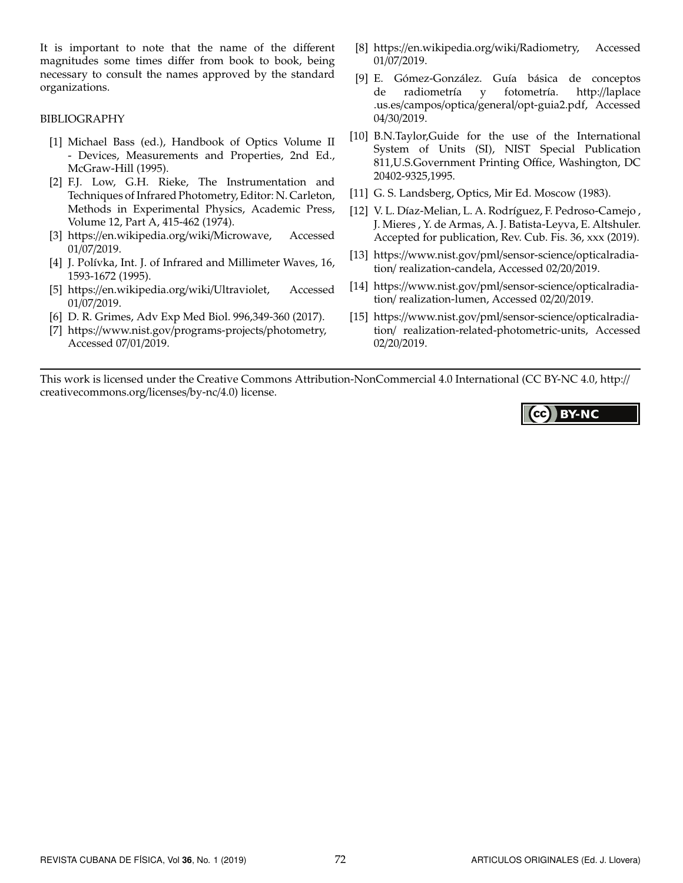It is important to note that the name of the different magnitudes some times differ from book to book, being necessary to consult the names approved by the standard organizations.

## BIBLIOGRAPHY

[1] Michael Bass (ed.), Handbook of Optics Volume II - Devices, Measurements and Properties, 2nd Ed., McGraw-Hill (1995).

[2] F.J. Low, G.H. Rieke, The Instrumentation and Techniques of Infrared Photometry, Editor: N. Carleton, Methods in Experimental Physics, Academic Press, Volume 12, Part A, 415-462 (1974).

[3] https://en.wikipedia.org/wiki/Microwave, Accessed 01/07/2019.

[4] J. Polívka, Int. J. of Infrared and Millimeter Waves, 16, 1593-1672 (1995).

[5] https://en.wikipedia.org/wiki/Ultraviolet, Accessed 01/07/2019.

[6] D. R. Grimes, Adv Exp Med Biol. 996,349-360 (2017).

[7] https://www.nist.gov/programs-projects/photometry, Accessed 07/01/2019.

[8] https://en.wikipedia.org/wiki/Radiometry, Accessed 01/07/2019.

[9] E. Gómez-González. Guía básica de conceptos de radiometría y fotometría. http://laplace.us.es/campos/optica/general/opt-guia2.pdf, Accessed 04/30/2019.

[10] B.N.Taylor,Guide for the use of the International System of Units (SI), NIST Special Publication 811,U.S.Government Printing Office, Washington, DC 20402-9325,1995.

[11] G. S. Landsberg, Optics, Mir Ed. Moscow (1983).

[12] V. L. Díaz-Melian, L. A. Rodríguez, F. Pedroso-Camejo , J. Mieres , Y. de Armas, A. J. Batista-Leyva, E. Altshuler. Accepted for publication, Rev. Cub. Fis. 36, xxx (2019).

[13] https://www.nist.gov/pml/sensor-science/opticalradiation/ realization-candela, Accessed 02/20/2019.

[14] https://www.nist.gov/pml/sensor-science/opticalradiation/ realization-lumen, Accessed 02/20/2019.

[15] https://www.nist.gov/pml/sensor-science/opticalradiation/ realization-related-photometric-units, Accessed 02/20/2019.

---

This work is licensed under the Creative Commons Attribution-NonCommercial 4.0 International (CC BY-NC 4.0, http://creativecommons.org/licenses/by-nc/4.0) license.

CC BY-NC